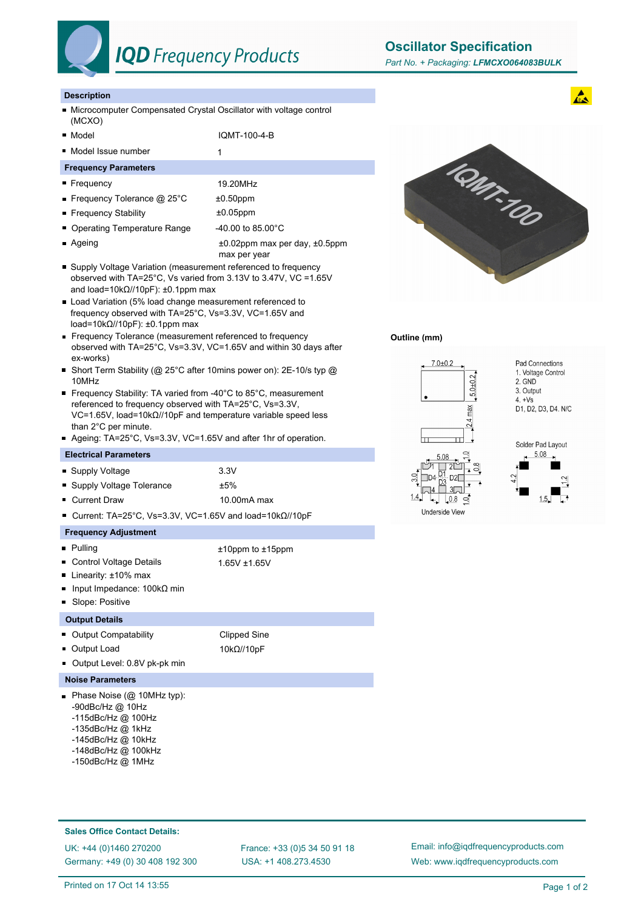# IQD Frequency Products

## Oscillator Specification

*Part No. + Packaging: **LFMCXO064083BULK***

### Description

- Microcomputer Compensated Crystal Oscillator with voltage control (MCXO)
- Model: IQMT-100-4-B
- Model Issue number: 1

### Frequency Parameters

- Frequency: 19.20MHz
- Frequency Tolerance @ 25°C: ±0.50ppm
- Frequency Stability: ±0.05ppm
- Operating Temperature Range: -40.00 to 85.00°C
- Ageing: ±0.02ppm max per day, ±0.5ppm max per year
- Supply Voltage Variation (measurement referenced to frequency observed with TA=25°C, Vs varied from 3.13V to 3.47V, VC =1.65V and load=10kΩ//10pF): ±0.1ppm max
- Load Variation (5% load change measurement referenced to frequency observed with TA=25°C, Vs=3.3V, VC=1.65V and load=10kΩ//10pF): ±0.1ppm max
- Frequency Tolerance (measurement referenced to frequency observed with TA=25°C, Vs=3.3V, VC=1.65V and within 30 days after ex-works)
- Short Term Stability (@ 25°C after 10mins power on): 2E-10/s typ @ 10MHz
- Frequency Stability: TA varied from -40°C to 85°C, measurement referenced to frequency observed with TA=25°C, Vs=3.3V, VC=1.65V, load=10kΩ//10pF and temperature variable speed less than 2°C per minute.
- Ageing: TA=25°C, Vs=3.3V, VC=1.65V and after 1hr of operation.

### Electrical Parameters

- Supply Voltage: 3.3V
- Supply Voltage Tolerance: ±5%
- Current Draw: 10.00mA max
- Current: TA=25°C, Vs=3.3V, VC=1.65V and load=10kΩ//10pF

### Frequency Adjustment

- Pulling: ±10ppm to ±15ppm
- Control Voltage Details: 1.65V ±1.65V
- Linearity: ±10% max
- Input Impedance: 100kΩ min
- Slope: Positive

### Output Details

- Output Compatability: Clipped Sine
- Output Load: 10kΩ//10pF
- Output Level: 0.8V pk-pk min

### Noise Parameters

- Phase Noise (@ 10MHz typ):
  - -90dBc/Hz @ 10Hz
  - -115dBc/Hz @ 100Hz
  - -135dBc/Hz @ 1kHz
  - -145dBc/Hz @ 10kHz
  - -148dBc/Hz @ 100kHz
  - -150dBc/Hz @ 1MHz

### Outline (mm)

7.0±0.2, 5.0±0.2, 2.4 max

Pad Connections
1. Voltage Control
2. GND
3. Output
4. +Vs

D1, D2, D3, D4. N/C

Underside View: 5.08, 1.0, 0.8, 3.0, 1.4, 0.8, 1.0

Solder Pad Layout: 5.08, 4.2, 1.2, 1.5

### Sales Office Contact Details:

UK: +44 (0)1460 270200
Germany: +49 (0) 30 408 192 300
France: +33 (0)5 34 50 91 18
USA: +1 408.273.4530
Email: info@iqdfrequencyproducts.com
Web: www.iqdfrequencyproducts.com

Printed on 17 Oct 14 13:55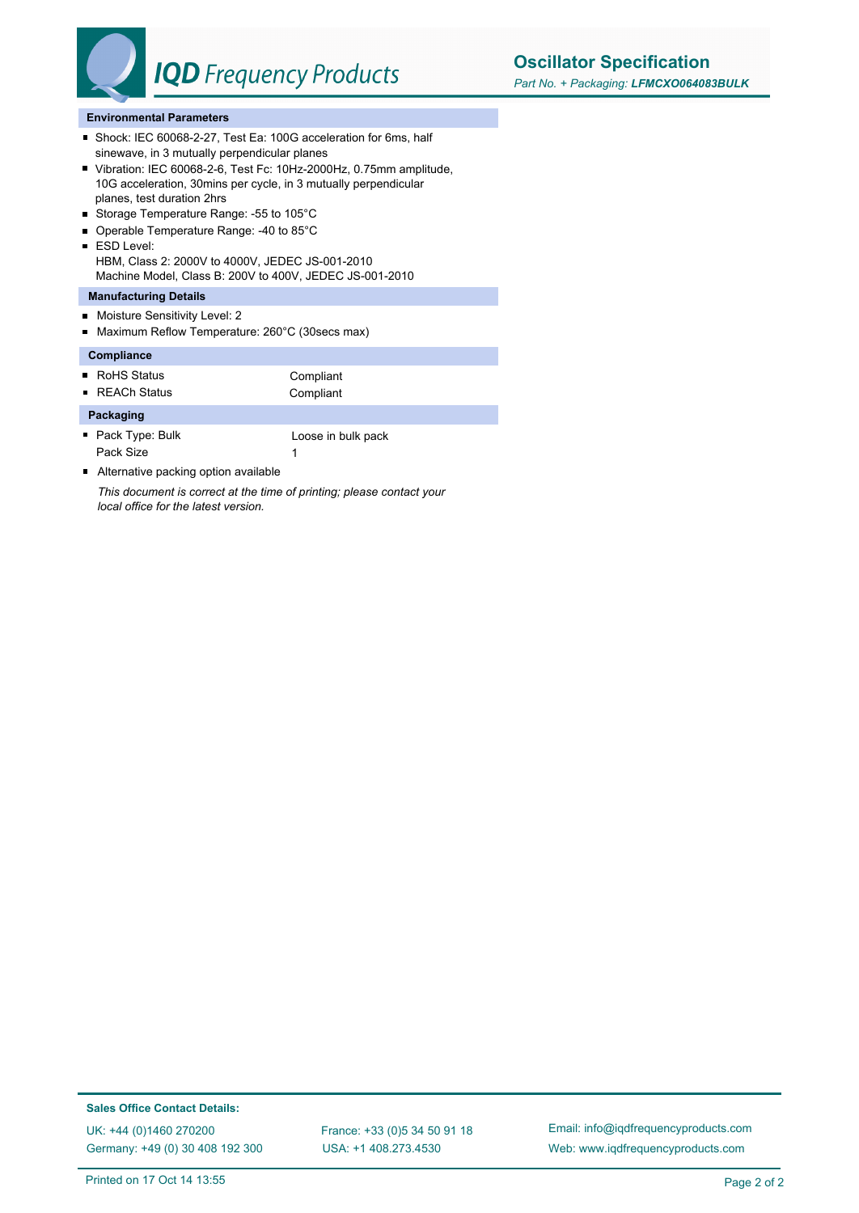**Oscillator Specification**

*Part No. + Packaging: **LFMCXO064083BULK***

## Environmental Parameters

- Shock: IEC 60068-2-27, Test Ea: 100G acceleration for 6ms, half sinewave, in 3 mutually perpendicular planes
- Vibration: IEC 60068-2-6, Test Fc: 10Hz-2000Hz, 0.75mm amplitude, 10G acceleration, 30mins per cycle, in 3 mutually perpendicular planes, test duration 2hrs
- Storage Temperature Range: -55 to 105°C
- Operable Temperature Range: -40 to 85°C
- ESD Level:
  HBM, Class 2: 2000V to 4000V, JEDEC JS-001-2010
  Machine Model, Class B: 200V to 400V, JEDEC JS-001-2010

## Manufacturing Details

- Moisture Sensitivity Level: 2
- Maximum Reflow Temperature: 260°C (30secs max)

## Compliance

| | |
|---|---|
| RoHS Status | Compliant |
| REACh Status | Compliant |

## Packaging

| | |
|---|---|
| Pack Type: Bulk | Loose in bulk pack |
| Pack Size | 1 |

- Alternative packing option available

*This document is correct at the time of printing; please contact your local office for the latest version.*

**Sales Office Contact Details:**

UK: +44 (0)1460 270200
Germany: +49 (0) 30 408 192 300
France: +33 (0)5 34 50 91 18
USA: +1 408.273.4530
Email: info@iqdfrequencyproducts.com
Web: www.iqdfrequencyproducts.com

Printed on 17 Oct 14 13:55